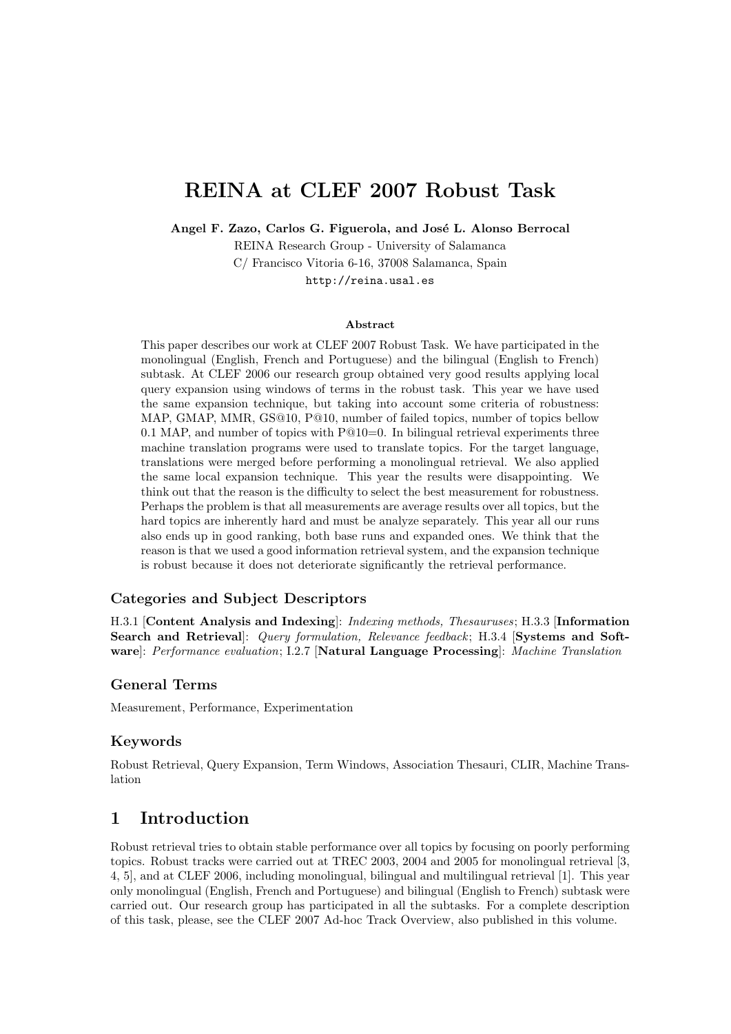# REINA at CLEF 2007 Robust Task

**Angel F. Zazo, Carlos G. Figuerola, and José L. Alonso Berrocal**

REINA Research Group - University of Salamanca
C/ Francisco Vitoria 6-16, 37008 Salamanca, Spain
http://reina.usal.es

### Abstract

This paper describes our work at CLEF 2007 Robust Task. We have participated in the monolingual (English, French and Portuguese) and the bilingual (English to French) subtask. At CLEF 2006 our research group obtained very good results applying local query expansion using windows of terms in the robust task. This year we have used the same expansion technique, but taking into account some criteria of robustness: MAP, GMAP, MMR, GS@10, P@10, number of failed topics, number of topics bellow 0.1 MAP, and number of topics with P@10=0. In bilingual retrieval experiments three machine translation programs were used to translate topics. For the target language, translations were merged before performing a monolingual retrieval. We also applied the same local expansion technique. This year the results were disappointing. We think out that the reason is the difficulty to select the best measurement for robustness. Perhaps the problem is that all measurements are average results over all topics, but the hard topics are inherently hard and must be analyze separately. This year all our runs also ends up in good ranking, both base runs and expanded ones. We think that the reason is that we used a good information retrieval system, and the expansion technique is robust because it does not deteriorate significantly the retrieval performance.

### Categories and Subject Descriptors

H.3.1 [**Content Analysis and Indexing**]: *Indexing methods, Thesauruses*; H.3.3 [**Information Search and Retrieval**]: *Query formulation, Relevance feedback*; H.3.4 [**Systems and Software**]: *Performance evaluation*; I.2.7 [**Natural Language Processing**]: *Machine Translation*

### General Terms

Measurement, Performance, Experimentation

### Keywords

Robust Retrieval, Query Expansion, Term Windows, Association Thesauri, CLIR, Machine Translation

## 1 Introduction

Robust retrieval tries to obtain stable performance over all topics by focusing on poorly performing topics. Robust tracks were carried out at TREC 2003, 2004 and 2005 for monolingual retrieval [3, 4, 5], and at CLEF 2006, including monolingual, bilingual and multilingual retrieval [1]. This year only monolingual (English, French and Portuguese) and bilingual (English to French) subtask were carried out. Our research group has participated in all the subtasks. For a complete description of this task, please, see the CLEF 2007 Ad-hoc Track Overview, also published in this volume.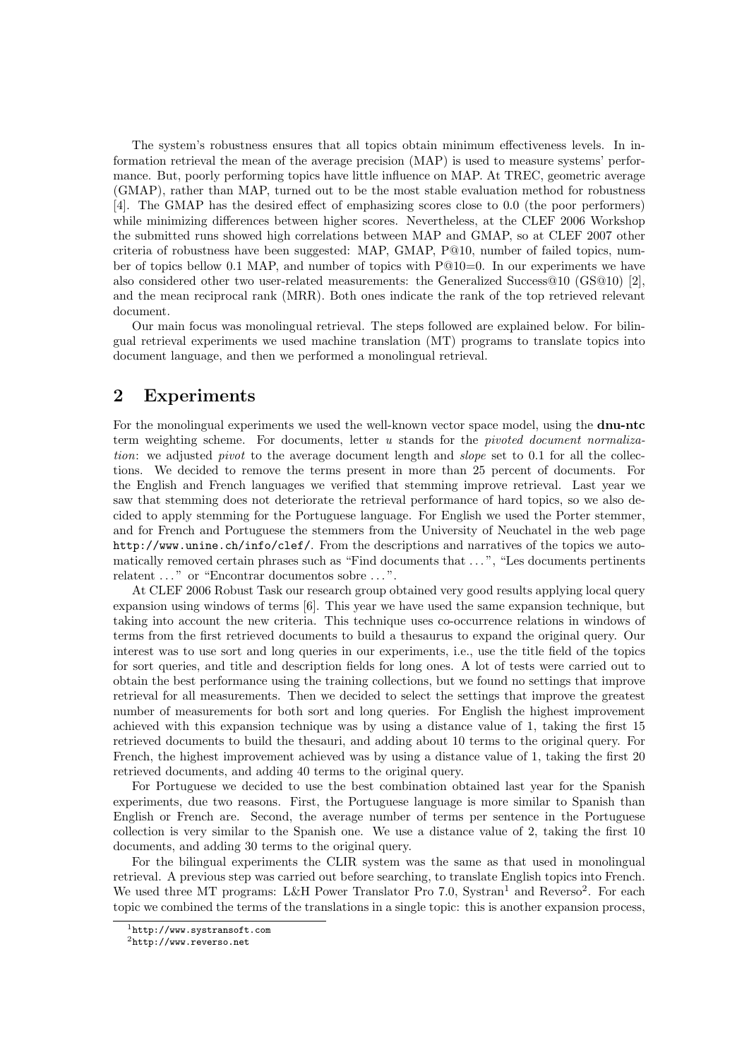The system's robustness ensures that all topics obtain minimum effectiveness levels. In information retrieval the mean of the average precision (MAP) is used to measure systems' performance. But, poorly performing topics have little influence on MAP. At TREC, geometric average (GMAP), rather than MAP, turned out to be the most stable evaluation method for robustness [4]. The GMAP has the desired effect of emphasizing scores close to 0.0 (the poor performers) while minimizing differences between higher scores. Nevertheless, at the CLEF 2006 Workshop the submitted runs showed high correlations between MAP and GMAP, so at CLEF 2007 other criteria of robustness have been suggested: MAP, GMAP, P@10, number of failed topics, number of topics bellow 0.1 MAP, and number of topics with P@10=0. In our experiments we have also considered other two user-related measurements: the Generalized Success@10 (GS@10) [2], and the mean reciprocal rank (MRR). Both ones indicate the rank of the top retrieved relevant document.

Our main focus was monolingual retrieval. The steps followed are explained below. For bilingual retrieval experiments we used machine translation (MT) programs to translate topics into document language, and then we performed a monolingual retrieval.

## 2 Experiments

For the monolingual experiments we used the well-known vector space model, using the **dnu-ntc** term weighting scheme. For documents, letter *u* stands for the *pivoted document normalization*: we adjusted *pivot* to the average document length and *slope* set to 0.1 for all the collections. We decided to remove the terms present in more than 25 percent of documents. For the English and French languages we verified that stemming improve retrieval. Last year we saw that stemming does not deteriorate the retrieval performance of hard topics, so we also decided to apply stemming for the Portuguese language. For English we used the Porter stemmer, and for French and Portuguese the stemmers from the University of Neuchatel in the web page `http://www.unine.ch/info/clef/`. From the descriptions and narratives of the topics we automatically removed certain phrases such as "Find documents that ...", "Les documents pertinents relatent ..." or "Encontrar documentos sobre ...".

At CLEF 2006 Robust Task our research group obtained very good results applying local query expansion using windows of terms [6]. This year we have used the same expansion technique, but taking into account the new criteria. This technique uses co-occurrence relations in windows of terms from the first retrieved documents to build a thesaurus to expand the original query. Our interest was to use sort and long queries in our experiments, i.e., use the title field of the topics for sort queries, and title and description fields for long ones. A lot of tests were carried out to obtain the best performance using the training collections, but we found no settings that improve retrieval for all measurements. Then we decided to select the settings that improve the greatest number of measurements for both sort and long queries. For English the highest improvement achieved with this expansion technique was by using a distance value of 1, taking the first 15 retrieved documents to build the thesauri, and adding about 10 terms to the original query. For French, the highest improvement achieved was by using a distance value of 1, taking the first 20 retrieved documents, and adding 40 terms to the original query.

For Portuguese we decided to use the best combination obtained last year for the Spanish experiments, due two reasons. First, the Portuguese language is more similar to Spanish than English or French are. Second, the average number of terms per sentence in the Portuguese collection is very similar to the Spanish one. We use a distance value of 2, taking the first 10 documents, and adding 30 terms to the original query.

For the bilingual experiments the CLIR system was the same as that used in monolingual retrieval. A previous step was carried out before searching, to translate English topics into French. We used three MT programs: L&H Power Translator Pro 7.0, Systran[1] and Reverso[2]. For each topic we combined the terms of the translations in a single topic: this is another expansion process,

[1] `http://www.systransoft.com`

[2] `http://www.reverso.net`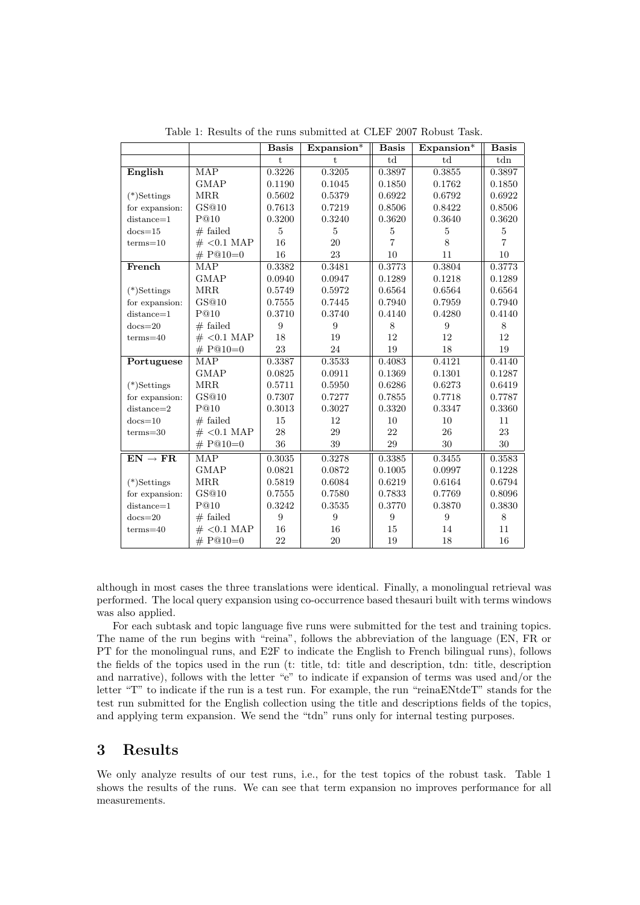Table 1: Results of the runs submitted at CLEF 2007 Robust Task.

| | | **Basis** | **Expansion*** | **Basis** | **Expansion*** | **Basis** |
|---|---|---|---|---|---|---|
| | | t | t | td | td | tdn |
| **English** | MAP | 0.3226 | 0.3205 | 0.3897 | 0.3855 | 0.3897 |
| | GMAP | 0.1190 | 0.1045 | 0.1850 | 0.1762 | 0.1850 |
| (*)Settings | MRR | 0.5602 | 0.5379 | 0.6922 | 0.6792 | 0.6922 |
| for expansion: | GS@10 | 0.7613 | 0.7219 | 0.8506 | 0.8422 | 0.8506 |
| distance=1 | P@10 | 0.3200 | 0.3240 | 0.3620 | 0.3640 | 0.3620 |
| docs=15 | # failed | 5 | 5 | 5 | 5 | 5 |
| terms=10 | # <0.1 MAP | 16 | 20 | 7 | 8 | 7 |
| | # P@10=0 | 16 | 23 | 10 | 11 | 10 |
| **French** | MAP | 0.3382 | 0.3481 | 0.3773 | 0.3804 | 0.3773 |
| | GMAP | 0.0940 | 0.0947 | 0.1289 | 0.1218 | 0.1289 |
| (*)Settings | MRR | 0.5749 | 0.5972 | 0.6564 | 0.6564 | 0.6564 |
| for expansion: | GS@10 | 0.7555 | 0.7445 | 0.7940 | 0.7959 | 0.7940 |
| distance=1 | P@10 | 0.3710 | 0.3740 | 0.4140 | 0.4280 | 0.4140 |
| docs=20 | # failed | 9 | 9 | 8 | 9 | 8 |
| terms=40 | # <0.1 MAP | 18 | 19 | 12 | 12 | 12 |
| | # P@10=0 | 23 | 24 | 19 | 18 | 19 |
| **Portuguese** | MAP | 0.3387 | 0.3533 | 0.4083 | 0.4121 | 0.4140 |
| | GMAP | 0.0825 | 0.0911 | 0.1369 | 0.1301 | 0.1287 |
| (*)Settings | MRR | 0.5711 | 0.5950 | 0.6286 | 0.6273 | 0.6419 |
| for expansion: | GS@10 | 0.7307 | 0.7277 | 0.7855 | 0.7718 | 0.7787 |
| distance=2 | P@10 | 0.3013 | 0.3027 | 0.3320 | 0.3347 | 0.3360 |
| docs=10 | # failed | 15 | 12 | 10 | 10 | 11 |
| terms=30 | # <0.1 MAP | 28 | 29 | 22 | 26 | 23 |
| | # P@10=0 | 36 | 39 | 29 | 30 | 30 |
| **EN → FR** | MAP | 0.3035 | 0.3278 | 0.3385 | 0.3455 | 0.3583 |
| | GMAP | 0.0821 | 0.0872 | 0.1005 | 0.0997 | 0.1228 |
| (*)Settings | MRR | 0.5819 | 0.6084 | 0.6219 | 0.6164 | 0.6794 |
| for expansion: | GS@10 | 0.7555 | 0.7580 | 0.7833 | 0.7769 | 0.8096 |
| distance=1 | P@10 | 0.3242 | 0.3535 | 0.3770 | 0.3870 | 0.3830 |
| docs=20 | # failed | 9 | 9 | 9 | 9 | 8 |
| terms=40 | # <0.1 MAP | 16 | 16 | 15 | 14 | 11 |
| | # P@10=0 | 22 | 20 | 19 | 18 | 16 |

although in most cases the three translations were identical. Finally, a monolingual retrieval was performed. The local query expansion using co-occurrence based thesauri built with terms windows was also applied.

For each subtask and topic language five runs were submitted for the test and training topics. The name of the run begins with "reina", follows the abbreviation of the language (EN, FR or PT for the monolingual runs, and E2F to indicate the English to French bilingual runs), follows the fields of the topics used in the run (t: title, td: title and description, tdn: title, description and narrative), follows with the letter "e" to indicate if expansion of terms was used and/or the letter "T" to indicate if the run is a test run. For example, the run "reinaENtdeT" stands for the test run submitted for the English collection using the title and descriptions fields of the topics, and applying term expansion. We send the "tdn" runs only for internal testing purposes.

## 3 Results

We only analyze results of our test runs, i.e., for the test topics of the robust task. Table 1 shows the results of the runs. We can see that term expansion no improves performance for all measurements.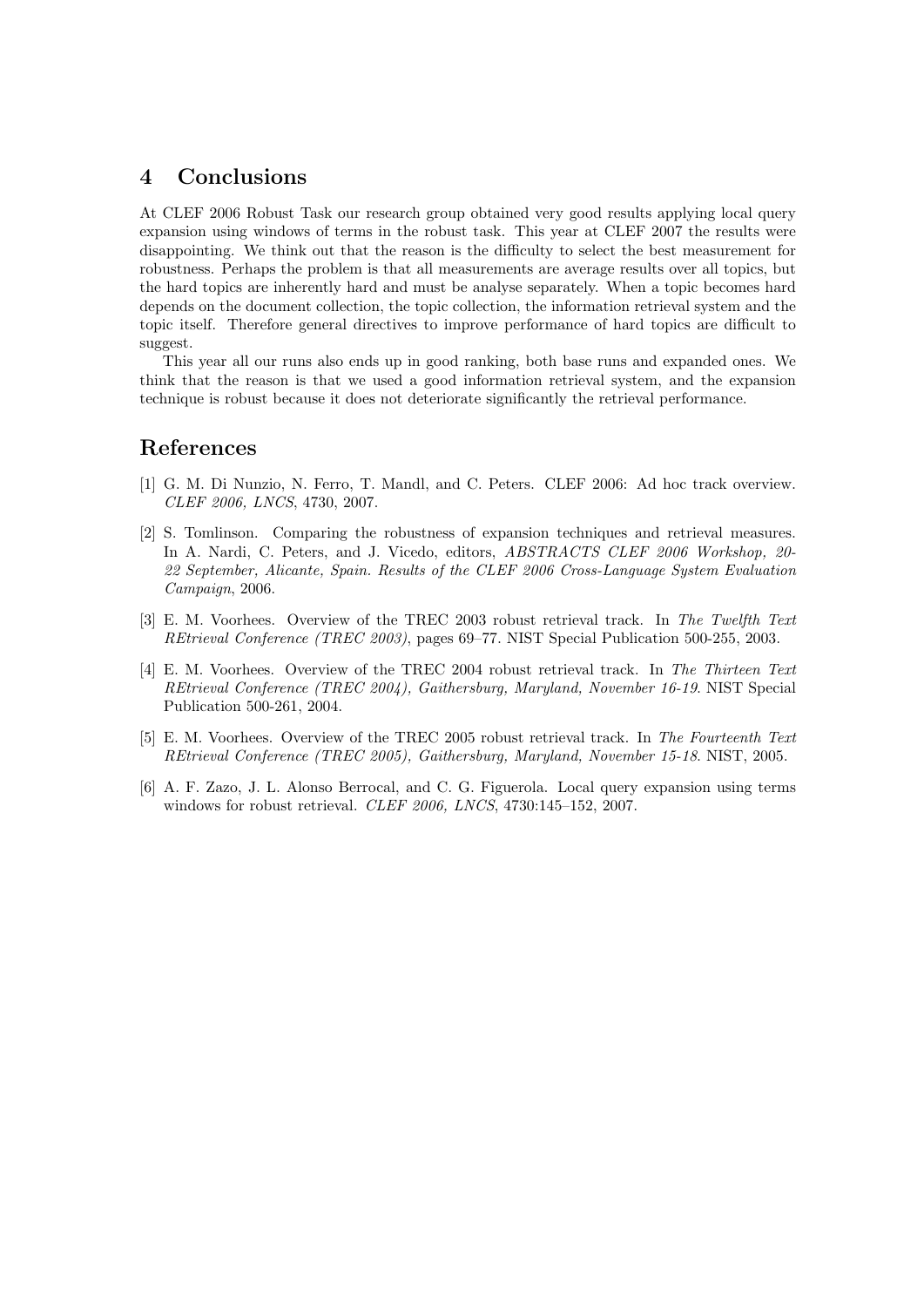## 4 Conclusions

At CLEF 2006 Robust Task our research group obtained very good results applying local query expansion using windows of terms in the robust task. This year at CLEF 2007 the results were disappointing. We think out that the reason is the difficulty to select the best measurement for robustness. Perhaps the problem is that all measurements are average results over all topics, but the hard topics are inherently hard and must be analyse separately. When a topic becomes hard depends on the document collection, the topic collection, the information retrieval system and the topic itself. Therefore general directives to improve performance of hard topics are difficult to suggest.

This year all our runs also ends up in good ranking, both base runs and expanded ones. We think that the reason is that we used a good information retrieval system, and the expansion technique is robust because it does not deteriorate significantly the retrieval performance.

## References

[1] G. M. Di Nunzio, N. Ferro, T. Mandl, and C. Peters. CLEF 2006: Ad hoc track overview. *CLEF 2006, LNCS*, 4730, 2007.

[2] S. Tomlinson. Comparing the robustness of expansion techniques and retrieval measures. In A. Nardi, C. Peters, and J. Vicedo, editors, *ABSTRACTS CLEF 2006 Workshop, 20-22 September, Alicante, Spain. Results of the CLEF 2006 Cross-Language System Evaluation Campaign*, 2006.

[3] E. M. Voorhees. Overview of the TREC 2003 robust retrieval track. In *The Twelfth Text REtrieval Conference (TREC 2003)*, pages 69–77. NIST Special Publication 500-255, 2003.

[4] E. M. Voorhees. Overview of the TREC 2004 robust retrieval track. In *The Thirteen Text REtrieval Conference (TREC 2004), Gaithersburg, Maryland, November 16-19*. NIST Special Publication 500-261, 2004.

[5] E. M. Voorhees. Overview of the TREC 2005 robust retrieval track. In *The Fourteenth Text REtrieval Conference (TREC 2005), Gaithersburg, Maryland, November 15-18*. NIST, 2005.

[6] A. F. Zazo, J. L. Alonso Berrocal, and C. G. Figuerola. Local query expansion using terms windows for robust retrieval. *CLEF 2006, LNCS*, 4730:145–152, 2007.